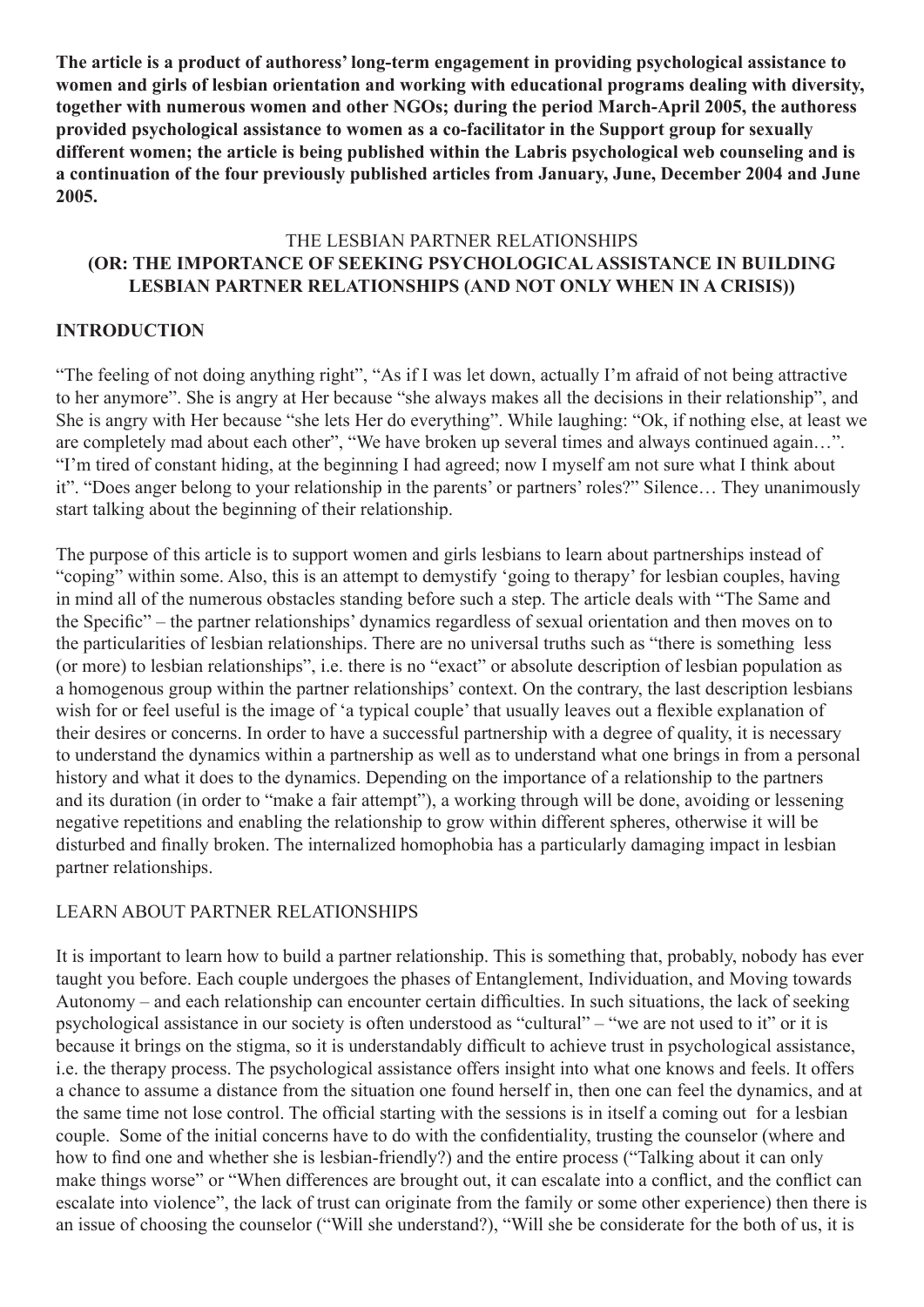**The article is a product of authoress' long-term engagement in providing psychological assistance to women and girls of lesbian orientation and working with educational programs dealing with diversity, together with numerous women and other NGOs; during the period March-April 2005, the authoress provided psychological assistance to women as a co-facilitator in the Support group for sexually different women; the article is being published within the Labris psychological web counseling and is a continuation of the four previously published articles from January, June, December 2004 and June 2005.**

# THE LESBIAN PARTNER RELATIONSHIPS
# (OR: THE IMPORTANCE OF SEEKING PSYCHOLOGICAL ASSISTANCE IN BUILDING LESBIAN PARTNER RELATIONSHIPS (AND NOT ONLY WHEN IN A CRISIS))

## INTRODUCTION

"The feeling of not doing anything right", "As if I was let down, actually I'm afraid of not being attractive to her anymore". She is angry at Her because "she always makes all the decisions in their relationship", and She is angry with Her because "she lets Her do everything". While laughing: "Ok, if nothing else, at least we are completely mad about each other", "We have broken up several times and always continued again…". "I'm tired of constant hiding, at the beginning I had agreed; now I myself am not sure what I think about it". "Does anger belong to your relationship in the parents' or partners' roles?" Silence… They unanimously start talking about the beginning of their relationship.

The purpose of this article is to support women and girls lesbians to learn about partnerships instead of "coping" within some. Also, this is an attempt to demystify 'going to therapy' for lesbian couples, having in mind all of the numerous obstacles standing before such a step. The article deals with "The Same and the Specific" – the partner relationships' dynamics regardless of sexual orientation and then moves on to the particularities of lesbian relationships. There are no universal truths such as "there is something less (or more) to lesbian relationships", i.e. there is no "exact" or absolute description of lesbian population as a homogenous group within the partner relationships' context. On the contrary, the last description lesbians wish for or feel useful is the image of 'a typical couple' that usually leaves out a flexible explanation of their desires or concerns. In order to have a successful partnership with a degree of quality, it is necessary to understand the dynamics within a partnership as well as to understand what one brings in from a personal history and what it does to the dynamics. Depending on the importance of a relationship to the partners and its duration (in order to "make a fair attempt"), a working through will be done, avoiding or lessening negative repetitions and enabling the relationship to grow within different spheres, otherwise it will be disturbed and finally broken. The internalized homophobia has a particularly damaging impact in lesbian partner relationships.

## LEARN ABOUT PARTNER RELATIONSHIPS

It is important to learn how to build a partner relationship. This is something that, probably, nobody has ever taught you before. Each couple undergoes the phases of Entanglement, Individuation, and Moving towards Autonomy – and each relationship can encounter certain difficulties. In such situations, the lack of seeking psychological assistance in our society is often understood as "cultural" – "we are not used to it" or it is because it brings on the stigma, so it is understandably difficult to achieve trust in psychological assistance, i.e. the therapy process. The psychological assistance offers insight into what one knows and feels. It offers a chance to assume a distance from the situation one found herself in, then one can feel the dynamics, and at the same time not lose control. The official starting with the sessions is in itself a coming out for a lesbian couple. Some of the initial concerns have to do with the confidentiality, trusting the counselor (where and how to find one and whether she is lesbian-friendly?) and the entire process ("Talking about it can only make things worse" or "When differences are brought out, it can escalate into a conflict, and the conflict can escalate into violence", the lack of trust can originate from the family or some other experience) then there is an issue of choosing the counselor ("Will she understand?), "Will she be considerate for the both of us, it is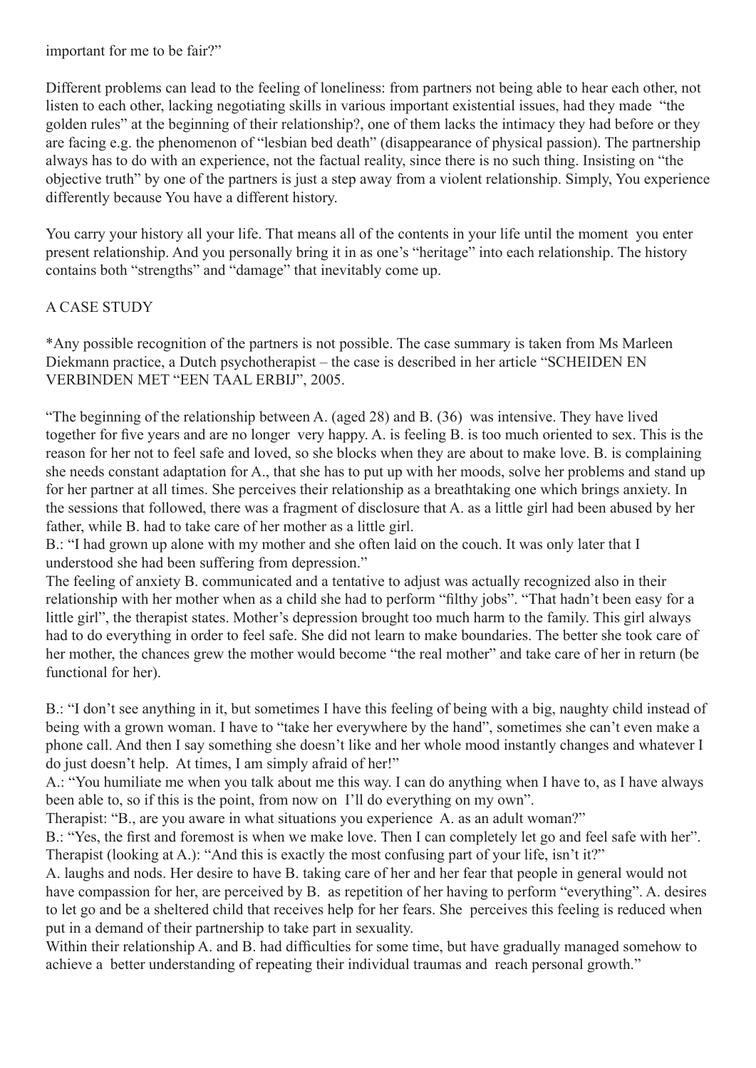important for me to be fair?"

Different problems can lead to the feeling of loneliness: from partners not being able to hear each other, not listen to each other, lacking negotiating skills in various important existential issues, had they made "the golden rules" at the beginning of their relationship?, one of them lacks the intimacy they had before or they are facing e.g. the phenomenon of "lesbian bed death" (disappearance of physical passion). The partnership always has to do with an experience, not the factual reality, since there is no such thing. Insisting on "the objective truth" by one of the partners is just a step away from a violent relationship. Simply, You experience differently because You have a different history.

You carry your history all your life. That means all of the contents in your life until the moment you enter present relationship. And you personally bring it in as one's "heritage" into each relationship. The history contains both "strengths" and "damage" that inevitably come up.

## A CASE STUDY

*Any possible recognition of the partners is not possible. The case summary is taken from Ms Marleen Diekmann practice, a Dutch psychotherapist – the case is described in her article "SCHEIDEN EN VERBINDEN MET "EEN TAAL ERBIJ", 2005.

"The beginning of the relationship between A. (aged 28) and B. (36) was intensive. They have lived together for five years and are no longer very happy. A. is feeling B. is too much oriented to sex. This is the reason for her not to feel safe and loved, so she blocks when they are about to make love. B. is complaining she needs constant adaptation for A., that she has to put up with her moods, solve her problems and stand up for her partner at all times. She perceives their relationship as a breathtaking one which brings anxiety. In the sessions that followed, there was a fragment of disclosure that A. as a little girl had been abused by her father, while B. had to take care of her mother as a little girl.
B.: "I had grown up alone with my mother and she often laid on the couch. It was only later that I understood she had been suffering from depression."
The feeling of anxiety B. communicated and a tentative to adjust was actually recognized also in their relationship with her mother when as a child she had to perform "filthy jobs". "That hadn't been easy for a little girl", the therapist states. Mother's depression brought too much harm to the family. This girl always had to do everything in order to feel safe. She did not learn to make boundaries. The better she took care of her mother, the chances grew the mother would become "the real mother" and take care of her in return (be functional for her).

B.: "I don't see anything in it, but sometimes I have this feeling of being with a big, naughty child instead of being with a grown woman. I have to "take her everywhere by the hand", sometimes she can't even make a phone call. And then I say something she doesn't like and her whole mood instantly changes and whatever I do just doesn't help. At times, I am simply afraid of her!"
A.: "You humiliate me when you talk about me this way. I can do anything when I have to, as I have always been able to, so if this is the point, from now on I'll do everything on my own".
Therapist: "B., are you aware in what situations you experience A. as an adult woman?"
B.: "Yes, the first and foremost is when we make love. Then I can completely let go and feel safe with her".
Therapist (looking at A.): "And this is exactly the most confusing part of your life, isn't it?"
A. laughs and nods. Her desire to have B. taking care of her and her fear that people in general would not have compassion for her, are perceived by B. as repetition of her having to perform "everything". A. desires to let go and be a sheltered child that receives help for her fears. She perceives this feeling is reduced when put in a demand of their partnership to take part in sexuality.
Within their relationship A. and B. had difficulties for some time, but have gradually managed somehow to achieve a better understanding of repeating their individual traumas and reach personal growth."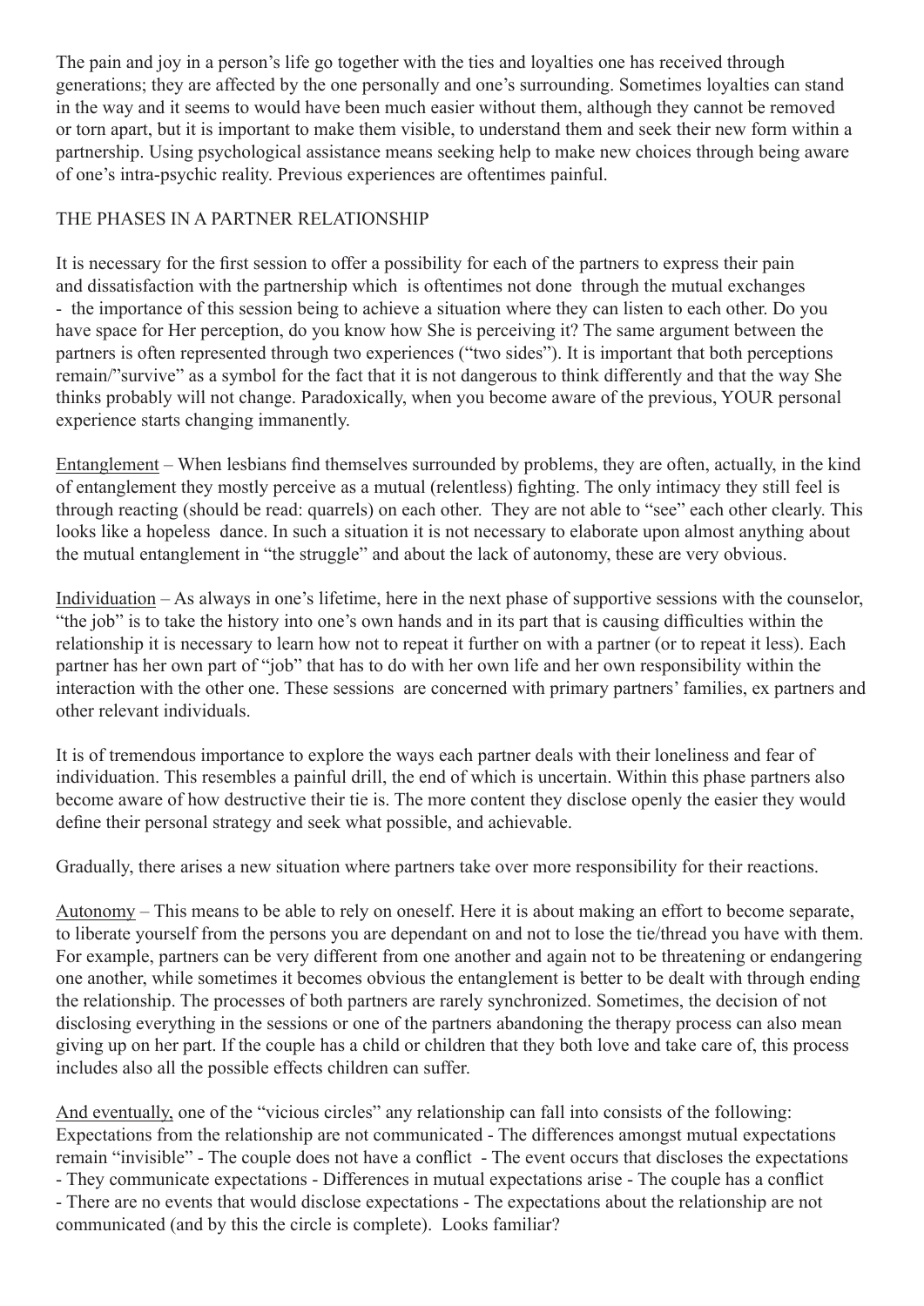The pain and joy in a person's life go together with the ties and loyalties one has received through generations; they are affected by the one personally and one's surrounding. Sometimes loyalties can stand in the way and it seems to would have been much easier without them, although they cannot be removed or torn apart, but it is important to make them visible, to understand them and seek their new form within a partnership. Using psychological assistance means seeking help to make new choices through being aware of one's intra-psychic reality. Previous experiences are oftentimes painful.

## THE PHASES IN A PARTNER RELATIONSHIP

It is necessary for the first session to offer a possibility for each of the partners to express their pain and dissatisfaction with the partnership which is oftentimes not done through the mutual exchanges - the importance of this session being to achieve a situation where they can listen to each other. Do you have space for Her perception, do you know how She is perceiving it? The same argument between the partners is often represented through two experiences ("two sides"). It is important that both perceptions remain/"survive" as a symbol for the fact that it is not dangerous to think differently and that the way She thinks probably will not change. Paradoxically, when you become aware of the previous, YOUR personal experience starts changing immanently.

Entanglement – When lesbians find themselves surrounded by problems, they are often, actually, in the kind of entanglement they mostly perceive as a mutual (relentless) fighting. The only intimacy they still feel is through reacting (should be read: quarrels) on each other. They are not able to "see" each other clearly. This looks like a hopeless dance. In such a situation it is not necessary to elaborate upon almost anything about the mutual entanglement in "the struggle" and about the lack of autonomy, these are very obvious.

Individuation – As always in one's lifetime, here in the next phase of supportive sessions with the counselor, "the job" is to take the history into one's own hands and in its part that is causing difficulties within the relationship it is necessary to learn how not to repeat it further on with a partner (or to repeat it less). Each partner has her own part of "job" that has to do with her own life and her own responsibility within the interaction with the other one. These sessions are concerned with primary partners' families, ex partners and other relevant individuals.

It is of tremendous importance to explore the ways each partner deals with their loneliness and fear of individuation. This resembles a painful drill, the end of which is uncertain. Within this phase partners also become aware of how destructive their tie is. The more content they disclose openly the easier they would define their personal strategy and seek what possible, and achievable.

Gradually, there arises a new situation where partners take over more responsibility for their reactions.

Autonomy – This means to be able to rely on oneself. Here it is about making an effort to become separate, to liberate yourself from the persons you are dependant on and not to lose the tie/thread you have with them. For example, partners can be very different from one another and again not to be threatening or endangering one another, while sometimes it becomes obvious the entanglement is better to be dealt with through ending the relationship. The processes of both partners are rarely synchronized. Sometimes, the decision of not disclosing everything in the sessions or one of the partners abandoning the therapy process can also mean giving up on her part. If the couple has a child or children that they both love and take care of, this process includes also all the possible effects children can suffer.

And eventually, one of the "vicious circles" any relationship can fall into consists of the following: Expectations from the relationship are not communicated - The differences amongst mutual expectations remain "invisible" - The couple does not have a conflict - The event occurs that discloses the expectations - They communicate expectations - Differences in mutual expectations arise - The couple has a conflict - There are no events that would disclose expectations - The expectations about the relationship are not communicated (and by this the circle is complete). Looks familiar?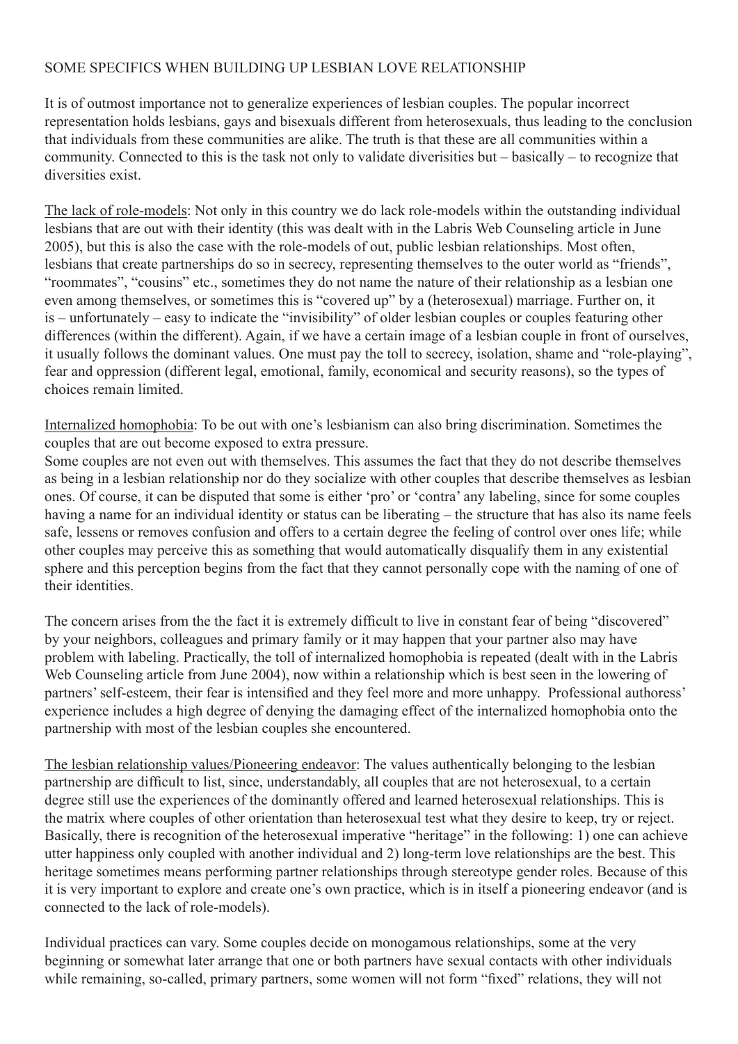SOME SPECIFICS WHEN BUILDING UP LESBIAN LOVE RELATIONSHIP

It is of outmost importance not to generalize experiences of lesbian couples. The popular incorrect representation holds lesbians, gays and bisexuals different from heterosexuals, thus leading to the conclusion that individuals from these communities are alike. The truth is that these are all communities within a community. Connected to this is the task not only to validate diverisities but – basically – to recognize that diversities exist.

<u>The lack of role-models</u>: Not only in this country we do lack role-models within the outstanding individual lesbians that are out with their identity (this was dealt with in the Labris Web Counseling article in June 2005), but this is also the case with the role-models of out, public lesbian relationships. Most often, lesbians that create partnerships do so in secrecy, representing themselves to the outer world as "friends", "roommates", "cousins" etc., sometimes they do not name the nature of their relationship as a lesbian one even among themselves, or sometimes this is "covered up" by a (heterosexual) marriage. Further on, it is – unfortunately – easy to indicate the "invisibility" of older lesbian couples or couples featuring other differences (within the different). Again, if we have a certain image of a lesbian couple in front of ourselves, it usually follows the dominant values. One must pay the toll to secrecy, isolation, shame and "role-playing", fear and oppression (different legal, emotional, family, economical and security reasons), so the types of choices remain limited.

<u>Internalized homophobia</u>: To be out with one's lesbianism can also bring discrimination. Sometimes the couples that are out become exposed to extra pressure.
Some couples are not even out with themselves. This assumes the fact that they do not describe themselves as being in a lesbian relationship nor do they socialize with other couples that describe themselves as lesbian ones. Of course, it can be disputed that some is either 'pro' or 'contra' any labeling, since for some couples having a name for an individual identity or status can be liberating – the structure that has also its name feels safe, lessens or removes confusion and offers to a certain degree the feeling of control over ones life; while other couples may perceive this as something that would automatically disqualify them in any existential sphere and this perception begins from the fact that they cannot personally cope with the naming of one of their identities.

The concern arises from the the fact it is extremely difficult to live in constant fear of being "discovered" by your neighbors, colleagues and primary family or it may happen that your partner also may have problem with labeling. Practically, the toll of internalized homophobia is repeated (dealt with in the Labris Web Counseling article from June 2004), now within a relationship which is best seen in the lowering of partners' self-esteem, their fear is intensified and they feel more and more unhappy. Professional authoress' experience includes a high degree of denying the damaging effect of the internalized homophobia onto the partnership with most of the lesbian couples she encountered.

<u>The lesbian relationship values/Pioneering endeavor</u>: The values authentically belonging to the lesbian partnership are difficult to list, since, understandably, all couples that are not heterosexual, to a certain degree still use the experiences of the dominantly offered and learned heterosexual relationships. This is the matrix where couples of other orientation than heterosexual test what they desire to keep, try or reject. Basically, there is recognition of the heterosexual imperative "heritage" in the following: 1) one can achieve utter happiness only coupled with another individual and 2) long-term love relationships are the best. This heritage sometimes means performing partner relationships through stereotype gender roles. Because of this it is very important to explore and create one's own practice, which is in itself a pioneering endeavor (and is connected to the lack of role-models).

Individual practices can vary. Some couples decide on monogamous relationships, some at the very beginning or somewhat later arrange that one or both partners have sexual contacts with other individuals while remaining, so-called, primary partners, some women will not form "fixed" relations, they will not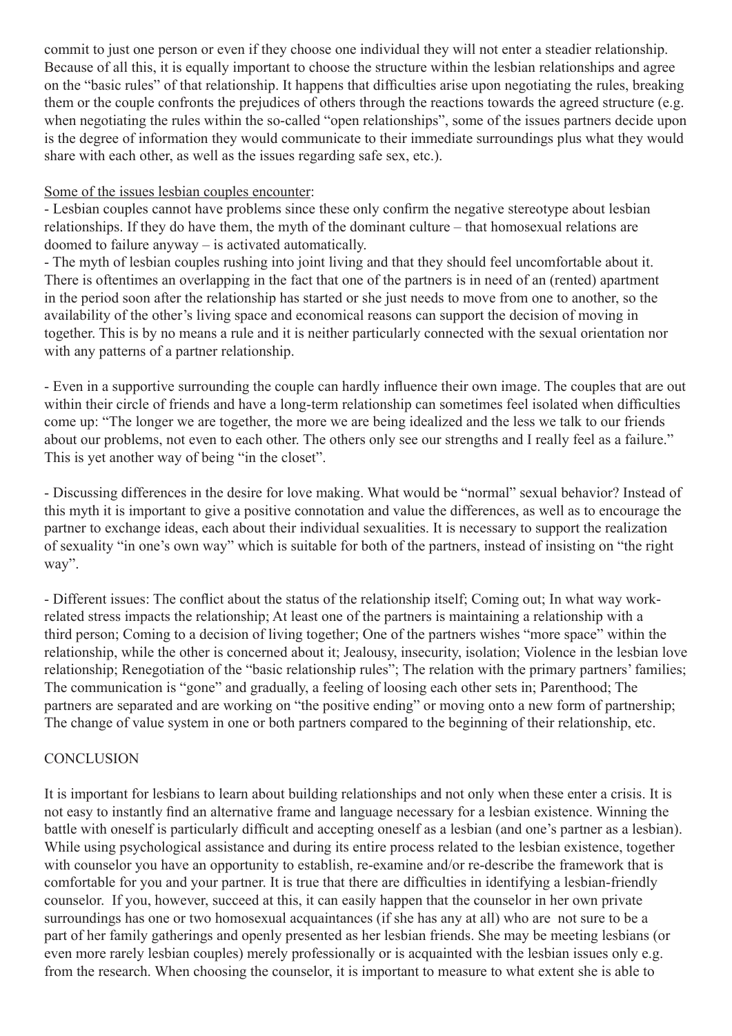commit to just one person or even if they choose one individual they will not enter a steadier relationship. Because of all this, it is equally important to choose the structure within the lesbian relationships and agree on the "basic rules" of that relationship. It happens that difficulties arise upon negotiating the rules, breaking them or the couple confronts the prejudices of others through the reactions towards the agreed structure (e.g. when negotiating the rules within the so-called "open relationships", some of the issues partners decide upon is the degree of information they would communicate to their immediate surroundings plus what they would share with each other, as well as the issues regarding safe sex, etc.).

<u>Some of the issues lesbian couples encounter</u>:

- Lesbian couples cannot have problems since these only confirm the negative stereotype about lesbian relationships. If they do have them, the myth of the dominant culture – that homosexual relations are doomed to failure anyway – is activated automatically.
- The myth of lesbian couples rushing into joint living and that they should feel uncomfortable about it. There is oftentimes an overlapping in the fact that one of the partners is in need of an (rented) apartment in the period soon after the relationship has started or she just needs to move from one to another, so the availability of the other's living space and economical reasons can support the decision of moving in together. This is by no means a rule and it is neither particularly connected with the sexual orientation nor with any patterns of a partner relationship.

- Even in a supportive surrounding the couple can hardly influence their own image. The couples that are out within their circle of friends and have a long-term relationship can sometimes feel isolated when difficulties come up: "The longer we are together, the more we are being idealized and the less we talk to our friends about our problems, not even to each other. The others only see our strengths and I really feel as a failure." This is yet another way of being "in the closet".

- Discussing differences in the desire for love making. What would be "normal" sexual behavior? Instead of this myth it is important to give a positive connotation and value the differences, as well as to encourage the partner to exchange ideas, each about their individual sexualities. It is necessary to support the realization of sexuality "in one's own way" which is suitable for both of the partners, instead of insisting on "the right way".

- Different issues: The conflict about the status of the relationship itself; Coming out; In what way work-related stress impacts the relationship; At least one of the partners is maintaining a relationship with a third person; Coming to a decision of living together; One of the partners wishes "more space" within the relationship, while the other is concerned about it; Jealousy, insecurity, isolation; Violence in the lesbian love relationship; Renegotiation of the "basic relationship rules"; The relation with the primary partners' families; The communication is "gone" and gradually, a feeling of loosing each other sets in; Parenthood; The partners are separated and are working on "the positive ending" or moving onto a new form of partnership; The change of value system in one or both partners compared to the beginning of their relationship, etc.

## CONCLUSION

It is important for lesbians to learn about building relationships and not only when these enter a crisis. It is not easy to instantly find an alternative frame and language necessary for a lesbian existence. Winning the battle with oneself is particularly difficult and accepting oneself as a lesbian (and one's partner as a lesbian). While using psychological assistance and during its entire process related to the lesbian existence, together with counselor you have an opportunity to establish, re-examine and/or re-describe the framework that is comfortable for you and your partner. It is true that there are difficulties in identifying a lesbian-friendly counselor. If you, however, succeed at this, it can easily happen that the counselor in her own private surroundings has one or two homosexual acquaintances (if she has any at all) who are not sure to be a part of her family gatherings and openly presented as her lesbian friends. She may be meeting lesbians (or even more rarely lesbian couples) merely professionally or is acquainted with the lesbian issues only e.g. from the research. When choosing the counselor, it is important to measure to what extent she is able to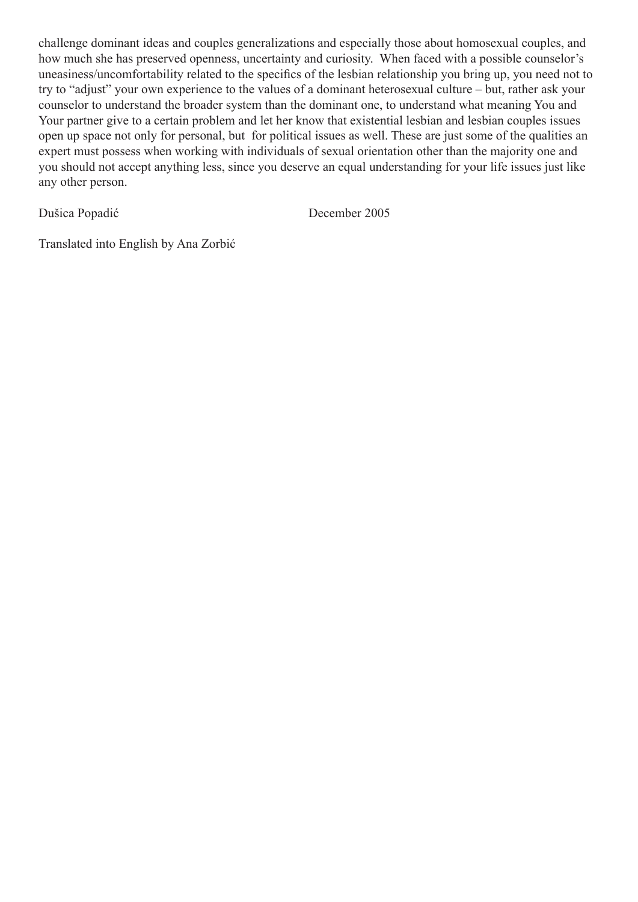challenge dominant ideas and couples generalizations and especially those about homosexual couples, and how much she has preserved openness, uncertainty and curiosity. When faced with a possible counselor's uneasiness/uncomfortability related to the specifics of the lesbian relationship you bring up, you need not to try to "adjust" your own experience to the values of a dominant heterosexual culture – but, rather ask your counselor to understand the broader system than the dominant one, to understand what meaning You and Your partner give to a certain problem and let her know that existential lesbian and lesbian couples issues open up space not only for personal, but for political issues as well. These are just some of the qualities an expert must possess when working with individuals of sexual orientation other than the majority one and you should not accept anything less, since you deserve an equal understanding for your life issues just like any other person.

Dušica Popadić December 2005

Translated into English by Ana Zorbić